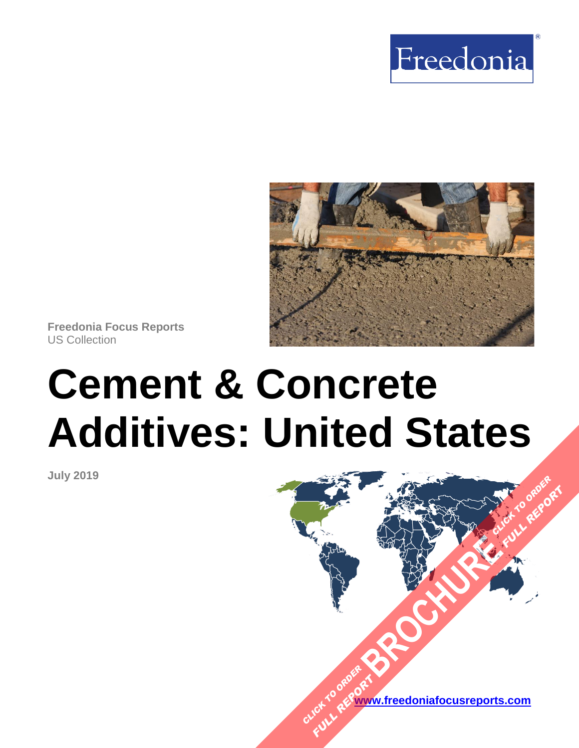Freedonia

Freedonia Focus Reports
US Collection

# Cement & Concrete Additives: United States

July 2019

CLICK TO ORDER FULL REPORT BROCHURE CLICK TO ORDER FULL REPORT

www.freedoniafocusreports.com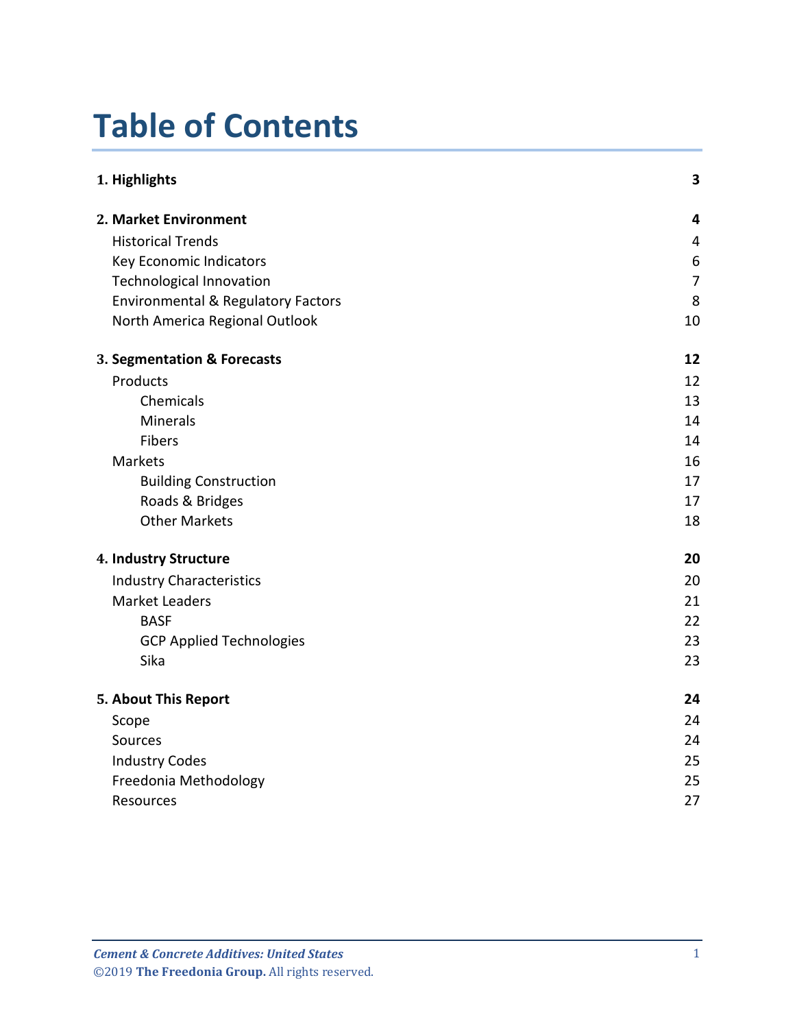# Table of Contents

| | |
|---|---|
| **1. Highlights** | **3** |
| **2. Market Environment** | **4** |
| Historical Trends | 4 |
| Key Economic Indicators | 6 |
| Technological Innovation | 7 |
| Environmental & Regulatory Factors | 8 |
| North America Regional Outlook | 10 |
| **3. Segmentation & Forecasts** | **12** |
| Products | 12 |
| Chemicals | 13 |
| Minerals | 14 |
| Fibers | 14 |
| Markets | 16 |
| Building Construction | 17 |
| Roads & Bridges | 17 |
| Other Markets | 18 |
| **4. Industry Structure** | **20** |
| Industry Characteristics | 20 |
| Market Leaders | 21 |
| BASF | 22 |
| GCP Applied Technologies | 23 |
| Sika | 23 |
| **5. About This Report** | **24** |
| Scope | 24 |
| Sources | 24 |
| Industry Codes | 25 |
| Freedonia Methodology | 25 |
| Resources | 27 |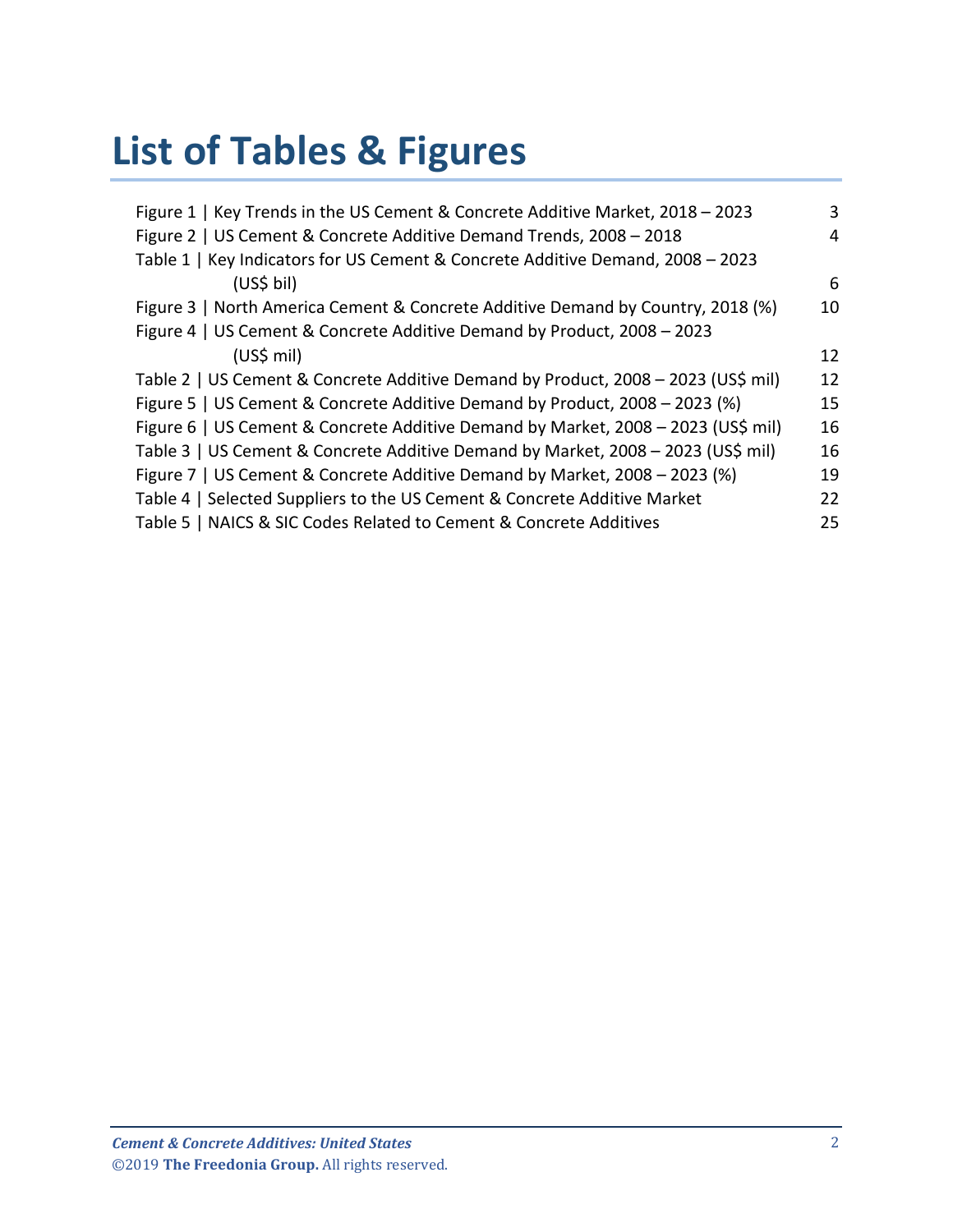# List of Tables & Figures

| | |
|---|---|
| Figure 1 \| Key Trends in the US Cement & Concrete Additive Market, 2018 – 2023 | 3 |
| Figure 2 \| US Cement & Concrete Additive Demand Trends, 2008 – 2018 | 4 |
| Table 1 \| Key Indicators for US Cement & Concrete Additive Demand, 2008 – 2023 (US$ bil) | 6 |
| Figure 3 \| North America Cement & Concrete Additive Demand by Country, 2018 (%) | 10 |
| Figure 4 \| US Cement & Concrete Additive Demand by Product, 2008 – 2023 (US$ mil) | 12 |
| Table 2 \| US Cement & Concrete Additive Demand by Product, 2008 – 2023 (US$ mil) | 12 |
| Figure 5 \| US Cement & Concrete Additive Demand by Product, 2008 – 2023 (%) | 15 |
| Figure 6 \| US Cement & Concrete Additive Demand by Market, 2008 – 2023 (US$ mil) | 16 |
| Table 3 \| US Cement & Concrete Additive Demand by Market, 2008 – 2023 (US$ mil) | 16 |
| Figure 7 \| US Cement & Concrete Additive Demand by Market, 2008 – 2023 (%) | 19 |
| Table 4 \| Selected Suppliers to the US Cement & Concrete Additive Market | 22 |
| Table 5 \| NAICS & SIC Codes Related to Cement & Concrete Additives | 25 |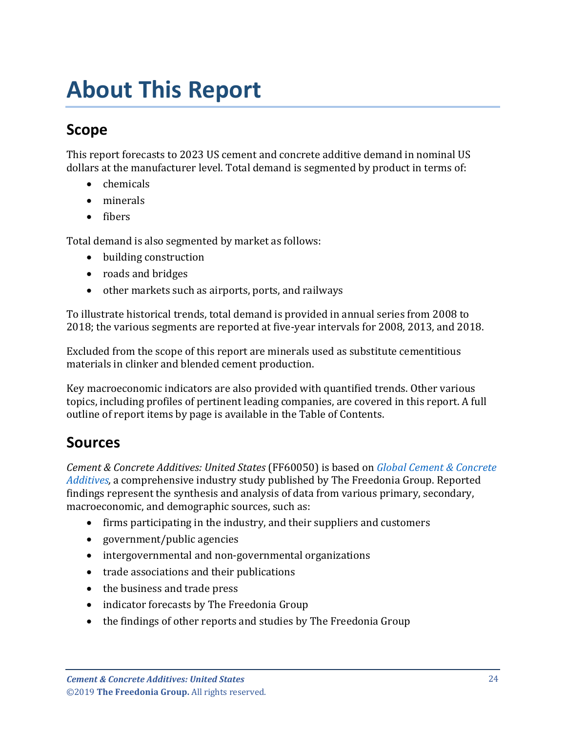# About This Report

## Scope

This report forecasts to 2023 US cement and concrete additive demand in nominal US dollars at the manufacturer level. Total demand is segmented by product in terms of:

- chemicals
- minerals
- fibers

Total demand is also segmented by market as follows:

- building construction
- roads and bridges
- other markets such as airports, ports, and railways

To illustrate historical trends, total demand is provided in annual series from 2008 to 2018; the various segments are reported at five-year intervals for 2008, 2013, and 2018.

Excluded from the scope of this report are minerals used as substitute cementitious materials in clinker and blended cement production.

Key macroeconomic indicators are also provided with quantified trends. Other various topics, including profiles of pertinent leading companies, are covered in this report. A full outline of report items by page is available in the Table of Contents.

## Sources

*Cement & Concrete Additives: United States* (FF60050) is based on *Global Cement & Concrete Additives,* a comprehensive industry study published by The Freedonia Group. Reported findings represent the synthesis and analysis of data from various primary, secondary, macroeconomic, and demographic sources, such as:

- firms participating in the industry, and their suppliers and customers
- government/public agencies
- intergovernmental and non-governmental organizations
- trade associations and their publications
- the business and trade press
- indicator forecasts by The Freedonia Group
- the findings of other reports and studies by The Freedonia Group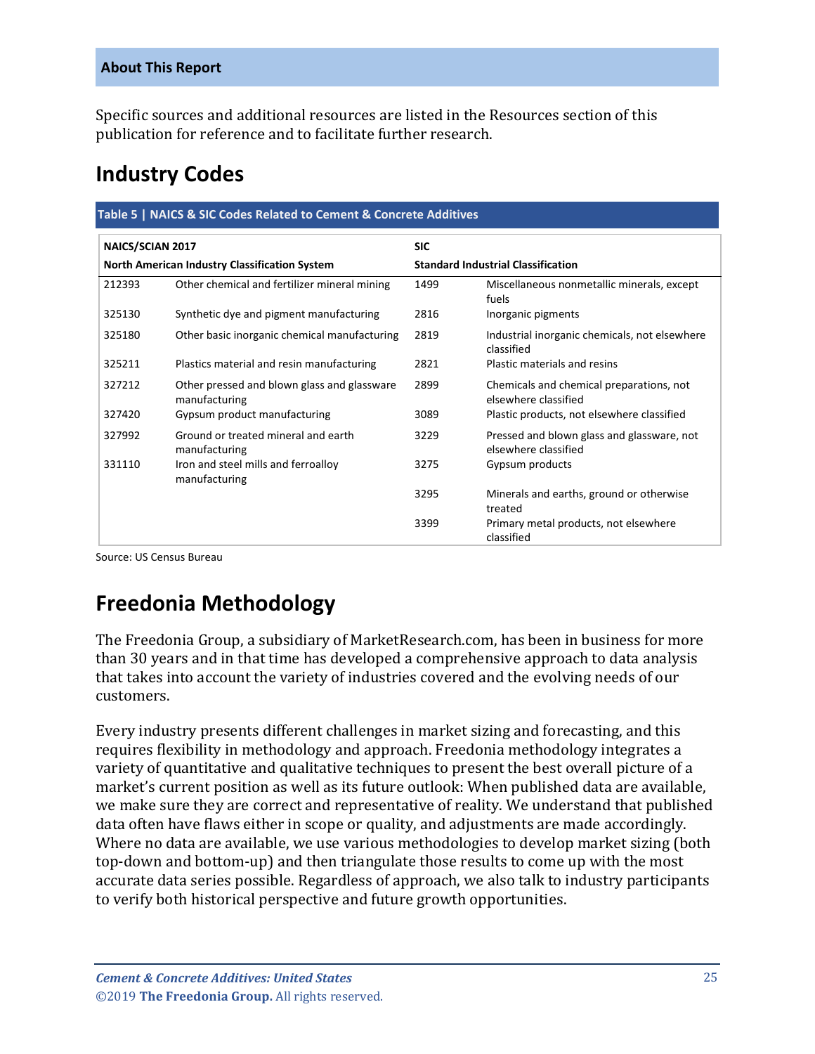Specific sources and additional resources are listed in the Resources section of this publication for reference and to facilitate further research.

## Industry Codes

**Table 5 | NAICS & SIC Codes Related to Cement & Concrete Additives**

| NAICS/SCIAN 2017 North American Industry Classification System | | SIC Standard Industrial Classification | |
|---|---|---|---|
| 212393 | Other chemical and fertilizer mineral mining | 1499 | Miscellaneous nonmetallic minerals, except fuels |
| 325130 | Synthetic dye and pigment manufacturing | 2816 | Inorganic pigments |
| 325180 | Other basic inorganic chemical manufacturing | 2819 | Industrial inorganic chemicals, not elsewhere classified |
| 325211 | Plastics material and resin manufacturing | 2821 | Plastic materials and resins |
| 327212 | Other pressed and blown glass and glassware manufacturing | 2899 | Chemicals and chemical preparations, not elsewhere classified |
| 327420 | Gypsum product manufacturing | 3089 | Plastic products, not elsewhere classified |
| 327992 | Ground or treated mineral and earth manufacturing | 3229 | Pressed and blown glass and glassware, not elsewhere classified |
| 331110 | Iron and steel mills and ferroalloy manufacturing | 3275 | Gypsum products |
| | | 3295 | Minerals and earths, ground or otherwise treated |
| | | 3399 | Primary metal products, not elsewhere classified |

Source: US Census Bureau

## Freedonia Methodology

The Freedonia Group, a subsidiary of MarketResearch.com, has been in business for more than 30 years and in that time has developed a comprehensive approach to data analysis that takes into account the variety of industries covered and the evolving needs of our customers.

Every industry presents different challenges in market sizing and forecasting, and this requires flexibility in methodology and approach. Freedonia methodology integrates a variety of quantitative and qualitative techniques to present the best overall picture of a market's current position as well as its future outlook: When published data are available, we make sure they are correct and representative of reality. We understand that published data often have flaws either in scope or quality, and adjustments are made accordingly. Where no data are available, we use various methodologies to develop market sizing (both top-down and bottom-up) and then triangulate those results to come up with the most accurate data series possible. Regardless of approach, we also talk to industry participants to verify both historical perspective and future growth opportunities.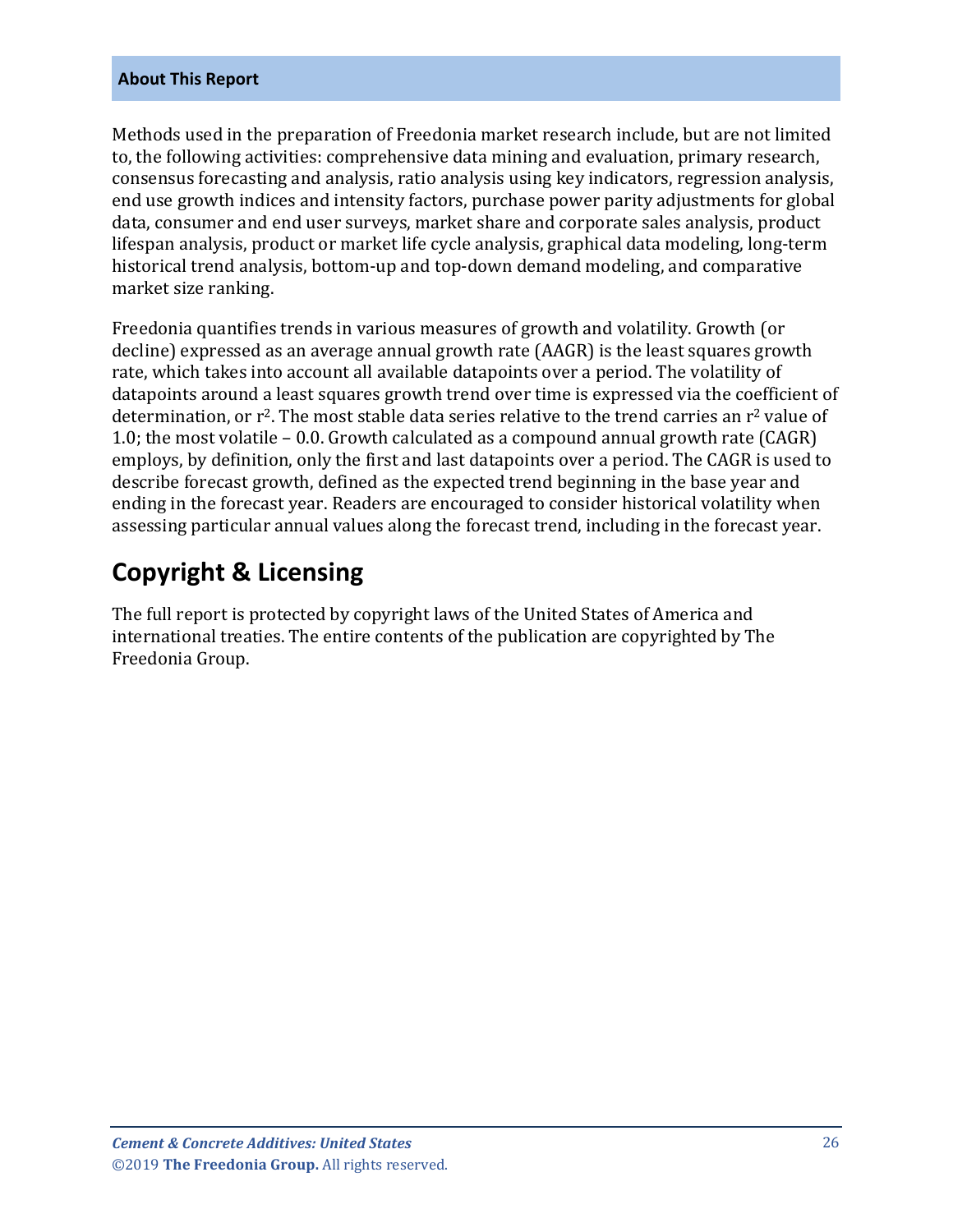**About This Report**

Methods used in the preparation of Freedonia market research include, but are not limited to, the following activities: comprehensive data mining and evaluation, primary research, consensus forecasting and analysis, ratio analysis using key indicators, regression analysis, end use growth indices and intensity factors, purchase power parity adjustments for global data, consumer and end user surveys, market share and corporate sales analysis, product lifespan analysis, product or market life cycle analysis, graphical data modeling, long-term historical trend analysis, bottom-up and top-down demand modeling, and comparative market size ranking.

Freedonia quantifies trends in various measures of growth and volatility. Growth (or decline) expressed as an average annual growth rate (AAGR) is the least squares growth rate, which takes into account all available datapoints over a period. The volatility of datapoints around a least squares growth trend over time is expressed via the coefficient of determination, or $r^2$. The most stable data series relative to the trend carries an $r^2$ value of 1.0; the most volatile – 0.0. Growth calculated as a compound annual growth rate (CAGR) employs, by definition, only the first and last datapoints over a period. The CAGR is used to describe forecast growth, defined as the expected trend beginning in the base year and ending in the forecast year. Readers are encouraged to consider historical volatility when assessing particular annual values along the forecast trend, including in the forecast year.

## Copyright & Licensing

The full report is protected by copyright laws of the United States of America and international treaties. The entire contents of the publication are copyrighted by The Freedonia Group.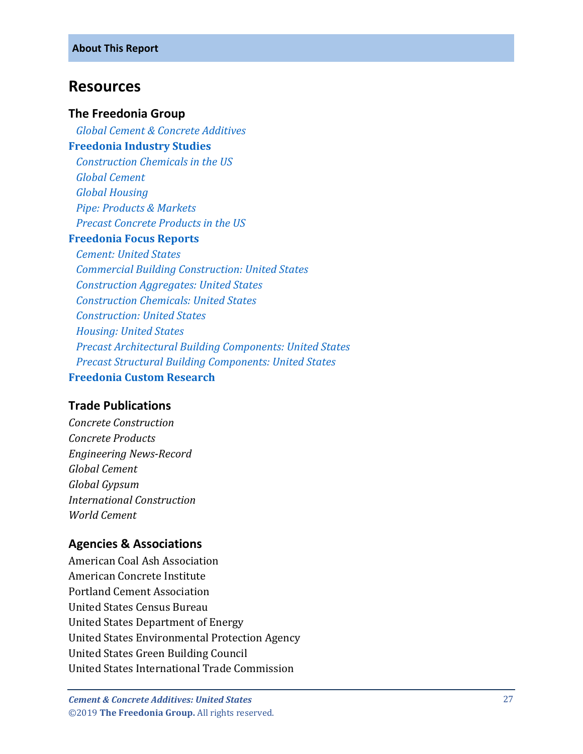**About This Report**

# Resources

### The Freedonia Group

*Global Cement & Concrete Additives*

**Freedonia Industry Studies**

*Construction Chemicals in the US*
*Global Cement*
*Global Housing*
*Pipe: Products & Markets*
*Precast Concrete Products in the US*

**Freedonia Focus Reports**

*Cement: United States*
*Commercial Building Construction: United States*
*Construction Aggregates: United States*
*Construction Chemicals: United States*
*Construction: United States*
*Housing: United States*
*Precast Architectural Building Components: United States*
*Precast Structural Building Components: United States*

**Freedonia Custom Research**

### Trade Publications

*Concrete Construction*
*Concrete Products*
*Engineering News-Record*
*Global Cement*
*Global Gypsum*
*International Construction*
*World Cement*

### Agencies & Associations

American Coal Ash Association
American Concrete Institute
Portland Cement Association
United States Census Bureau
United States Department of Energy
United States Environmental Protection Agency
United States Green Building Council
United States International Trade Commission